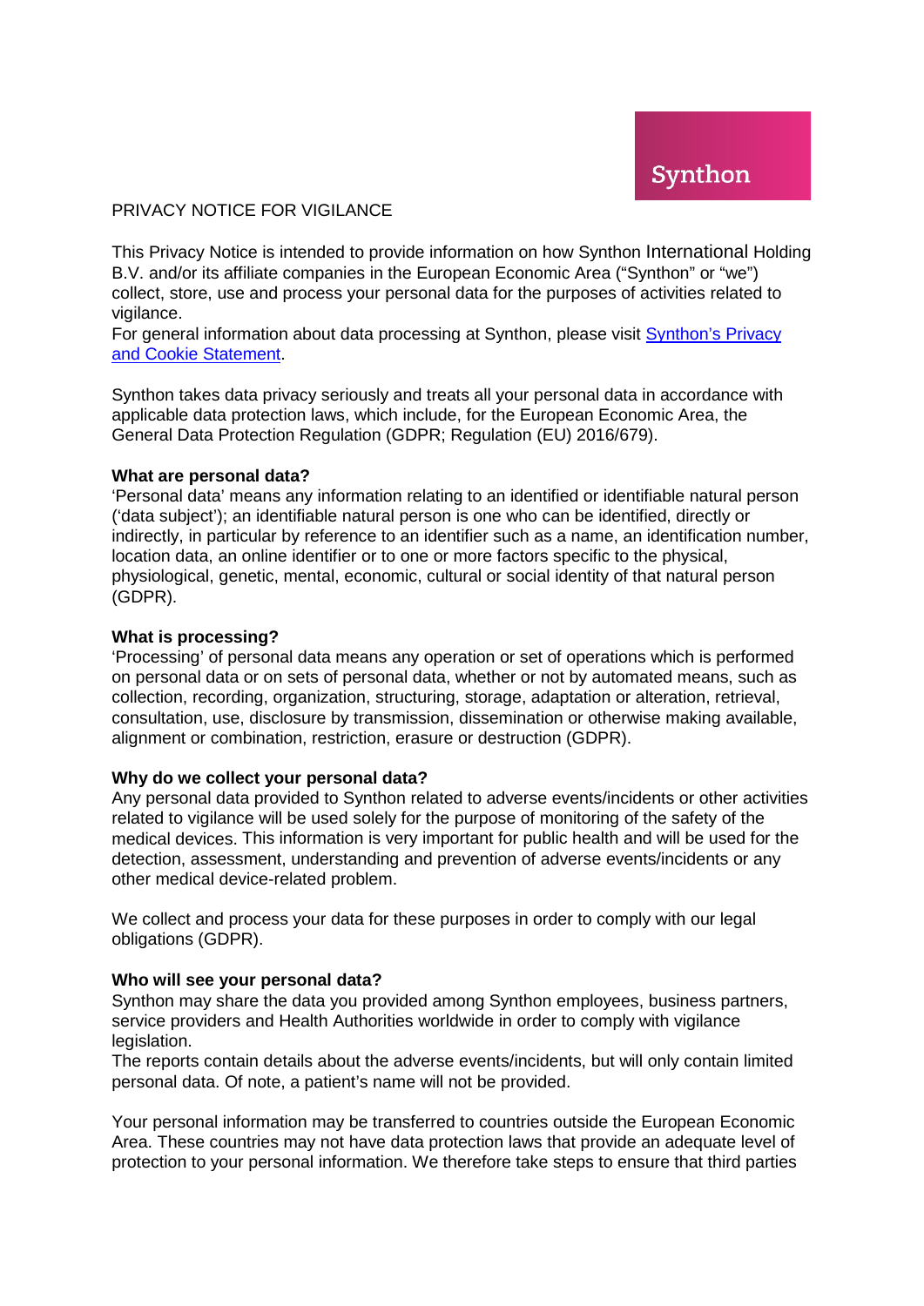Synthon

# PRIVACY NOTICE FOR VIGILANCE

This Privacy Notice is intended to provide information on how Synthon International Holding B.V. and/or its affiliate companies in the European Economic Area ("Synthon" or "we") collect, store, use and process your personal data for the purposes of activities related to vigilance.
For general information about data processing at Synthon, please visit Synthon's Privacy and Cookie Statement.

Synthon takes data privacy seriously and treats all your personal data in accordance with applicable data protection laws, which include, for the European Economic Area, the General Data Protection Regulation (GDPR; Regulation (EU) 2016/679).

**What are personal data?**
'Personal data' means any information relating to an identified or identifiable natural person ('data subject'); an identifiable natural person is one who can be identified, directly or indirectly, in particular by reference to an identifier such as a name, an identification number, location data, an online identifier or to one or more factors specific to the physical, physiological, genetic, mental, economic, cultural or social identity of that natural person (GDPR).

**What is processing?**
'Processing' of personal data means any operation or set of operations which is performed on personal data or on sets of personal data, whether or not by automated means, such as collection, recording, organization, structuring, storage, adaptation or alteration, retrieval, consultation, use, disclosure by transmission, dissemination or otherwise making available, alignment or combination, restriction, erasure or destruction (GDPR).

**Why do we collect your personal data?**
Any personal data provided to Synthon related to adverse events/incidents or other activities related to vigilance will be used solely for the purpose of monitoring of the safety of the medical devices. This information is very important for public health and will be used for the detection, assessment, understanding and prevention of adverse events/incidents or any other medical device-related problem.

We collect and process your data for these purposes in order to comply with our legal obligations (GDPR).

**Who will see your personal data?**
Synthon may share the data you provided among Synthon employees, business partners, service providers and Health Authorities worldwide in order to comply with vigilance legislation.
The reports contain details about the adverse events/incidents, but will only contain limited personal data. Of note, a patient's name will not be provided.

Your personal information may be transferred to countries outside the European Economic Area. These countries may not have data protection laws that provide an adequate level of protection to your personal information. We therefore take steps to ensure that third parties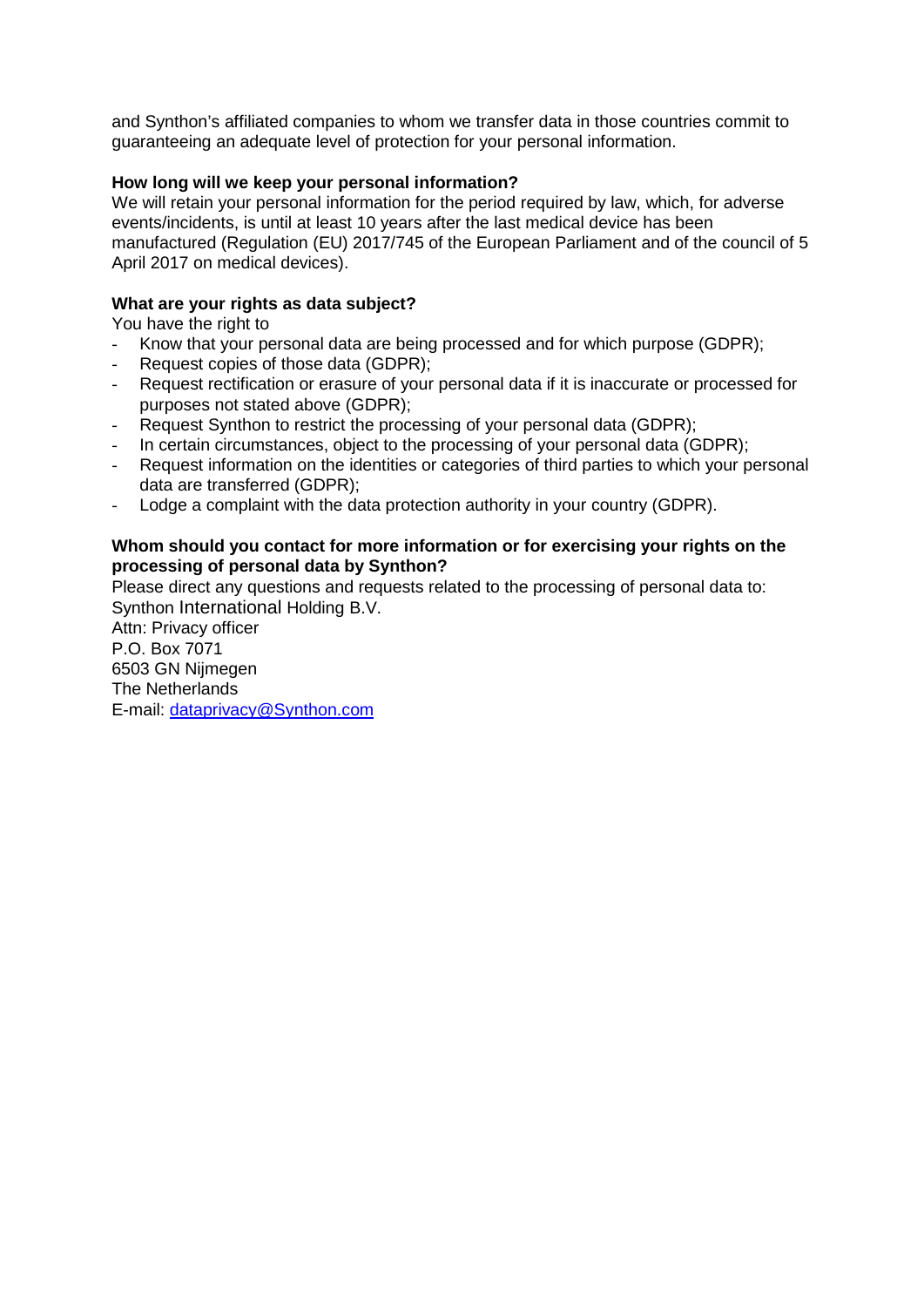and Synthon's affiliated companies to whom we transfer data in those countries commit to guaranteeing an adequate level of protection for your personal information.

**How long will we keep your personal information?**

We will retain your personal information for the period required by law, which, for adverse events/incidents, is until at least 10 years after the last medical device has been manufactured (Regulation (EU) 2017/745 of the European Parliament and of the council of 5 April 2017 on medical devices).

**What are your rights as data subject?**

You have the right to

- Know that your personal data are being processed and for which purpose (GDPR);
- Request copies of those data (GDPR);
- Request rectification or erasure of your personal data if it is inaccurate or processed for purposes not stated above (GDPR);
- Request Synthon to restrict the processing of your personal data (GDPR);
- In certain circumstances, object to the processing of your personal data (GDPR);
- Request information on the identities or categories of third parties to which your personal data are transferred (GDPR);
- Lodge a complaint with the data protection authority in your country (GDPR).

**Whom should you contact for more information or for exercising your rights on the processing of personal data by Synthon?**

Please direct any questions and requests related to the processing of personal data to:
Synthon International Holding B.V.
Attn: Privacy officer
P.O. Box 7071
6503 GN Nijmegen
The Netherlands
E-mail: dataprivacy@Synthon.com